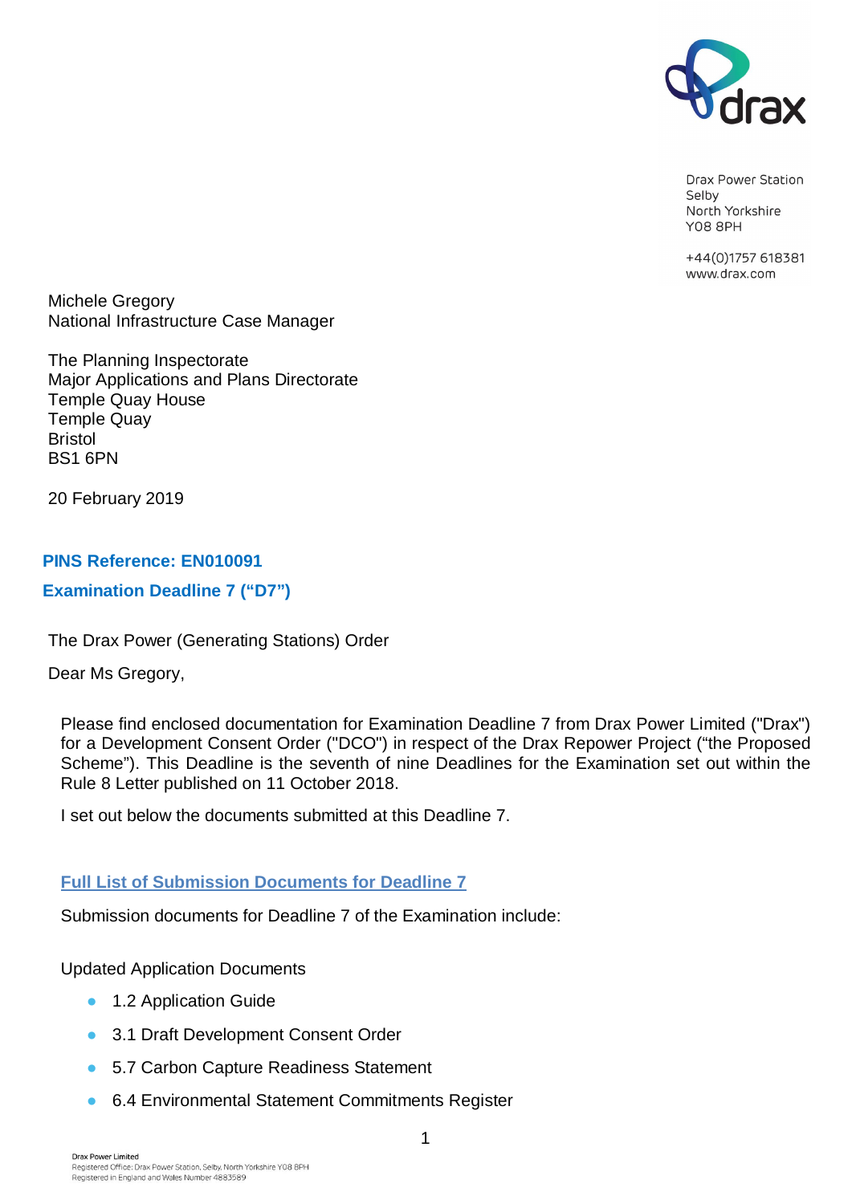Drax Power Station
Selby
North Yorkshire
YO8 8PH

+44(0)1757 618381
www.drax.com

Michele Gregory
National Infrastructure Case Manager

The Planning Inspectorate
Major Applications and Plans Directorate
Temple Quay House
Temple Quay
Bristol
BS1 6PN

20 February 2019

**PINS Reference: EN010091**

**Examination Deadline 7 ("D7")**

The Drax Power (Generating Stations) Order

Dear Ms Gregory,

Please find enclosed documentation for Examination Deadline 7 from Drax Power Limited ("Drax") for a Development Consent Order ("DCO") in respect of the Drax Repower Project ("the Proposed Scheme"). This Deadline is the seventh of nine Deadlines for the Examination set out within the Rule 8 Letter published on 11 October 2018.

I set out below the documents submitted at this Deadline 7.

## Full List of Submission Documents for Deadline 7

Submission documents for Deadline 7 of the Examination include:

Updated Application Documents

- 1.2 Application Guide
- 3.1 Draft Development Consent Order
- 5.7 Carbon Capture Readiness Statement
- 6.4 Environmental Statement Commitments Register

Drax Power Limited
Registered Office: Drax Power Station, Selby, North Yorkshire YO8 8PH
Registered in England and Wales Number 4883589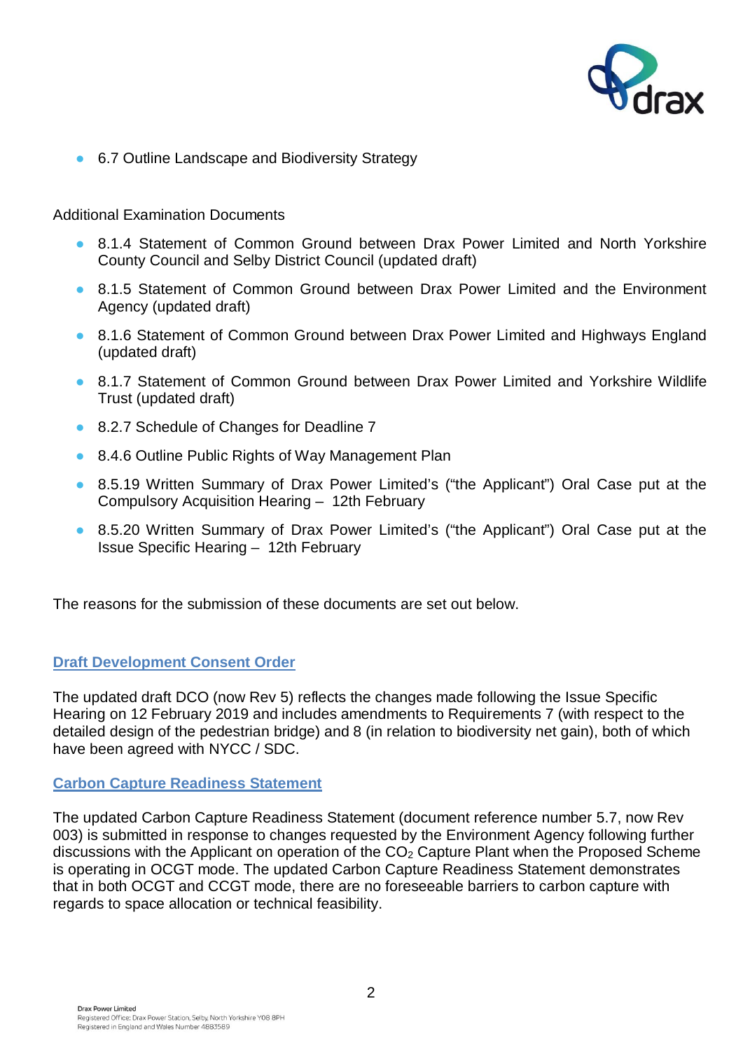- 6.7 Outline Landscape and Biodiversity Strategy

Additional Examination Documents

- 8.1.4 Statement of Common Ground between Drax Power Limited and North Yorkshire County Council and Selby District Council (updated draft)
- 8.1.5 Statement of Common Ground between Drax Power Limited and the Environment Agency (updated draft)
- 8.1.6 Statement of Common Ground between Drax Power Limited and Highways England (updated draft)
- 8.1.7 Statement of Common Ground between Drax Power Limited and Yorkshire Wildlife Trust (updated draft)
- 8.2.7 Schedule of Changes for Deadline 7
- 8.4.6 Outline Public Rights of Way Management Plan
- 8.5.19 Written Summary of Drax Power Limited's ("the Applicant") Oral Case put at the Compulsory Acquisition Hearing – 12th February
- 8.5.20 Written Summary of Drax Power Limited's ("the Applicant") Oral Case put at the Issue Specific Hearing – 12th February

The reasons for the submission of these documents are set out below.

## Draft Development Consent Order

The updated draft DCO (now Rev 5) reflects the changes made following the Issue Specific Hearing on 12 February 2019 and includes amendments to Requirements 7 (with respect to the detailed design of the pedestrian bridge) and 8 (in relation to biodiversity net gain), both of which have been agreed with NYCC / SDC.

## Carbon Capture Readiness Statement

The updated Carbon Capture Readiness Statement (document reference number 5.7, now Rev 003) is submitted in response to changes requested by the Environment Agency following further discussions with the Applicant on operation of the $CO_2$ Capture Plant when the Proposed Scheme is operating in OCGT mode. The updated Carbon Capture Readiness Statement demonstrates that in both OCGT and CCGT mode, there are no foreseeable barriers to carbon capture with regards to space allocation or technical feasibility.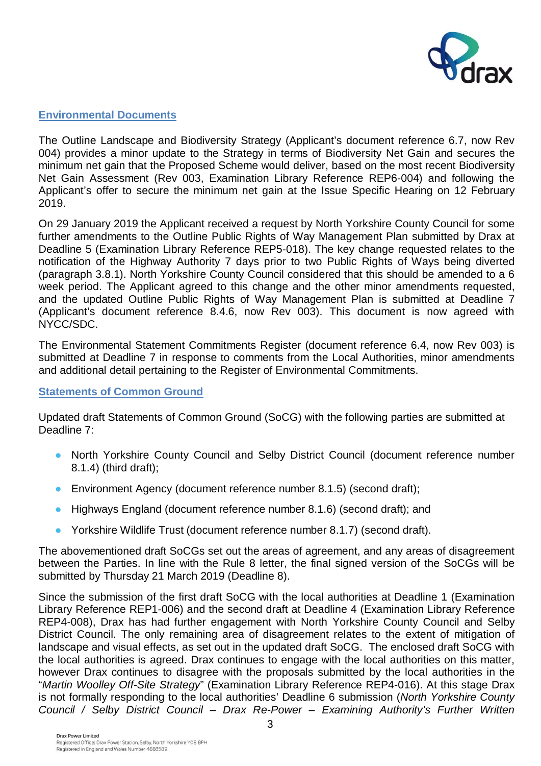## Environmental Documents

The Outline Landscape and Biodiversity Strategy (Applicant's document reference 6.7, now Rev 004) provides a minor update to the Strategy in terms of Biodiversity Net Gain and secures the minimum net gain that the Proposed Scheme would deliver, based on the most recent Biodiversity Net Gain Assessment (Rev 003, Examination Library Reference REP6-004) and following the Applicant's offer to secure the minimum net gain at the Issue Specific Hearing on 12 February 2019.

On 29 January 2019 the Applicant received a request by North Yorkshire County Council for some further amendments to the Outline Public Rights of Way Management Plan submitted by Drax at Deadline 5 (Examination Library Reference REP5-018). The key change requested relates to the notification of the Highway Authority 7 days prior to two Public Rights of Ways being diverted (paragraph 3.8.1). North Yorkshire County Council considered that this should be amended to a 6 week period. The Applicant agreed to this change and the other minor amendments requested, and the updated Outline Public Rights of Way Management Plan is submitted at Deadline 7 (Applicant's document reference 8.4.6, now Rev 003). This document is now agreed with NYCC/SDC.

The Environmental Statement Commitments Register (document reference 6.4, now Rev 003) is submitted at Deadline 7 in response to comments from the Local Authorities, minor amendments and additional detail pertaining to the Register of Environmental Commitments.

## Statements of Common Ground

Updated draft Statements of Common Ground (SoCG) with the following parties are submitted at Deadline 7:

- North Yorkshire County Council and Selby District Council (document reference number 8.1.4) (third draft);
- Environment Agency (document reference number 8.1.5) (second draft);
- Highways England (document reference number 8.1.6) (second draft); and
- Yorkshire Wildlife Trust (document reference number 8.1.7) (second draft).

The abovementioned draft SoCGs set out the areas of agreement, and any areas of disagreement between the Parties. In line with the Rule 8 letter, the final signed version of the SoCGs will be submitted by Thursday 21 March 2019 (Deadline 8).

Since the submission of the first draft SoCG with the local authorities at Deadline 1 (Examination Library Reference REP1-006) and the second draft at Deadline 4 (Examination Library Reference REP4-008), Drax has had further engagement with North Yorkshire County Council and Selby District Council. The only remaining area of disagreement relates to the extent of mitigation of landscape and visual effects, as set out in the updated draft SoCG. The enclosed draft SoCG with the local authorities is agreed. Drax continues to engage with the local authorities on this matter, however Drax continues to disagree with the proposals submitted by the local authorities in the "*Martin Woolley Off-Site Strategy*" (Examination Library Reference REP4-016). At this stage Drax is not formally responding to the local authorities' Deadline 6 submission (*North Yorkshire County Council / Selby District Council – Drax Re-Power – Examining Authority's Further Written*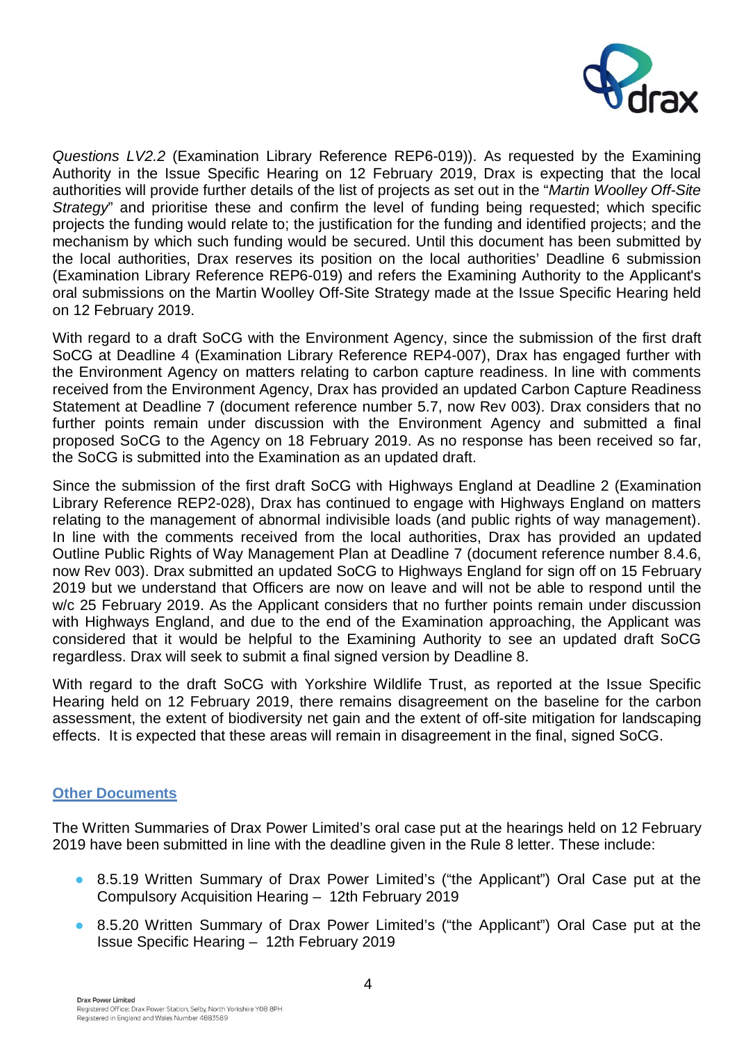*Questions LV2.2* (Examination Library Reference REP6-019)). As requested by the Examining Authority in the Issue Specific Hearing on 12 February 2019, Drax is expecting that the local authorities will provide further details of the list of projects as set out in the "*Martin Woolley Off-Site Strategy*" and prioritise these and confirm the level of funding being requested; which specific projects the funding would relate to; the justification for the funding and identified projects; and the mechanism by which such funding would be secured. Until this document has been submitted by the local authorities, Drax reserves its position on the local authorities' Deadline 6 submission (Examination Library Reference REP6-019) and refers the Examining Authority to the Applicant's oral submissions on the Martin Woolley Off-Site Strategy made at the Issue Specific Hearing held on 12 February 2019.

With regard to a draft SoCG with the Environment Agency, since the submission of the first draft SoCG at Deadline 4 (Examination Library Reference REP4-007), Drax has engaged further with the Environment Agency on matters relating to carbon capture readiness. In line with comments received from the Environment Agency, Drax has provided an updated Carbon Capture Readiness Statement at Deadline 7 (document reference number 5.7, now Rev 003). Drax considers that no further points remain under discussion with the Environment Agency and submitted a final proposed SoCG to the Agency on 18 February 2019. As no response has been received so far, the SoCG is submitted into the Examination as an updated draft.

Since the submission of the first draft SoCG with Highways England at Deadline 2 (Examination Library Reference REP2-028), Drax has continued to engage with Highways England on matters relating to the management of abnormal indivisible loads (and public rights of way management). In line with the comments received from the local authorities, Drax has provided an updated Outline Public Rights of Way Management Plan at Deadline 7 (document reference number 8.4.6, now Rev 003). Drax submitted an updated SoCG to Highways England for sign off on 15 February 2019 but we understand that Officers are now on leave and will not be able to respond until the w/c 25 February 2019. As the Applicant considers that no further points remain under discussion with Highways England, and due to the end of the Examination approaching, the Applicant was considered that it would be helpful to the Examining Authority to see an updated draft SoCG regardless. Drax will seek to submit a final signed version by Deadline 8.

With regard to the draft SoCG with Yorkshire Wildlife Trust, as reported at the Issue Specific Hearing held on 12 February 2019, there remains disagreement on the baseline for the carbon assessment, the extent of biodiversity net gain and the extent of off-site mitigation for landscaping effects. It is expected that these areas will remain in disagreement in the final, signed SoCG.

## Other Documents

The Written Summaries of Drax Power Limited's oral case put at the hearings held on 12 February 2019 have been submitted in line with the deadline given in the Rule 8 letter. These include:

- 8.5.19 Written Summary of Drax Power Limited's ("the Applicant") Oral Case put at the Compulsory Acquisition Hearing – 12th February 2019
- 8.5.20 Written Summary of Drax Power Limited's ("the Applicant") Oral Case put at the Issue Specific Hearing – 12th February 2019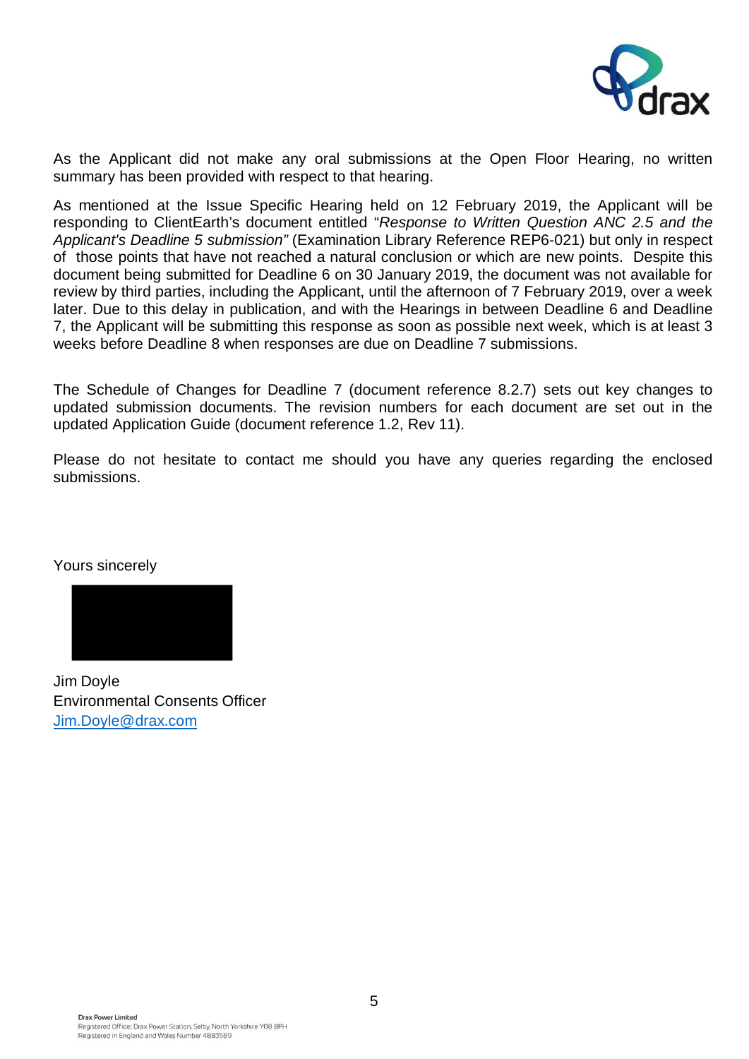As the Applicant did not make any oral submissions at the Open Floor Hearing, no written summary has been provided with respect to that hearing.

As mentioned at the Issue Specific Hearing held on 12 February 2019, the Applicant will be responding to ClientEarth's document entitled "*Response to Written Question ANC 2.5 and the Applicant's Deadline 5 submission"* (Examination Library Reference REP6-021) but only in respect of those points that have not reached a natural conclusion or which are new points. Despite this document being submitted for Deadline 6 on 30 January 2019, the document was not available for review by third parties, including the Applicant, until the afternoon of 7 February 2019, over a week later. Due to this delay in publication, and with the Hearings in between Deadline 6 and Deadline 7, the Applicant will be submitting this response as soon as possible next week, which is at least 3 weeks before Deadline 8 when responses are due on Deadline 7 submissions.

The Schedule of Changes for Deadline 7 (document reference 8.2.7) sets out key changes to updated submission documents. The revision numbers for each document are set out in the updated Application Guide (document reference 1.2, Rev 11).

Please do not hesitate to contact me should you have any queries regarding the enclosed submissions.

Yours sincerely

Jim Doyle
Environmental Consents Officer
Jim.Doyle@drax.com

Drax Power Limited
Registered Office: Drax Power Station, Selby, North Yorkshire YO8 8PH
Registered in England and Wales Number 4883589